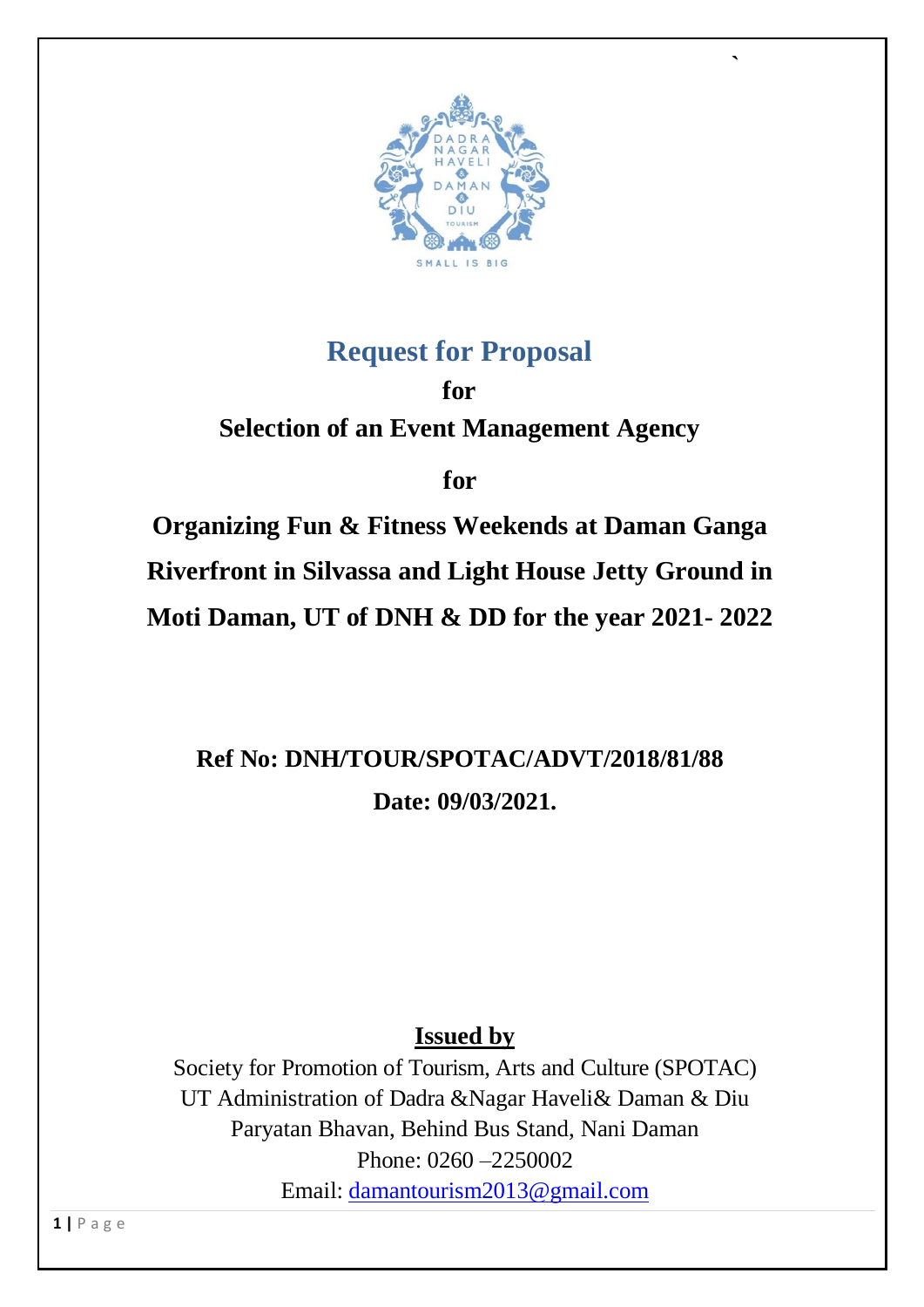# Request for Proposal

**for**

**Selection of an Event Management Agency**

**for**

**Organizing Fun & Fitness Weekends at Daman Ganga Riverfront in Silvassa and Light House Jetty Ground in Moti Daman, UT of DNH & DD for the year 2021- 2022**

**Ref No: DNH/TOUR/SPOTAC/ADVT/2018/81/88**

**Date: 09/03/2021.**

**Issued by**

Society for Promotion of Tourism, Arts and Culture (SPOTAC)
UT Administration of Dadra &Nagar Haveli& Daman & Diu
Paryatan Bhavan, Behind Bus Stand, Nani Daman
Phone: 0260 –2250002
Email: damantourism2013@gmail.com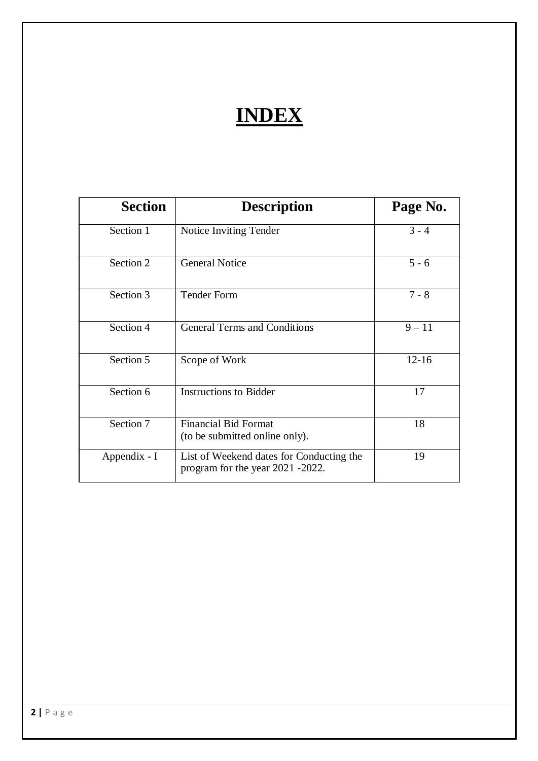# INDEX

| Section | Description | Page No. |
|---|---|---|
| Section 1 | Notice Inviting Tender | 3 - 4 |
| Section 2 | General Notice | 5 - 6 |
| Section 3 | Tender Form | 7 - 8 |
| Section 4 | General Terms and Conditions | 9 – 11 |
| Section 5 | Scope of Work | 12-16 |
| Section 6 | Instructions to Bidder | 17 |
| Section 7 | Financial Bid Format (to be submitted online only). | 18 |
| Appendix - I | List of Weekend dates for Conducting the program for the year 2021 -2022. | 19 |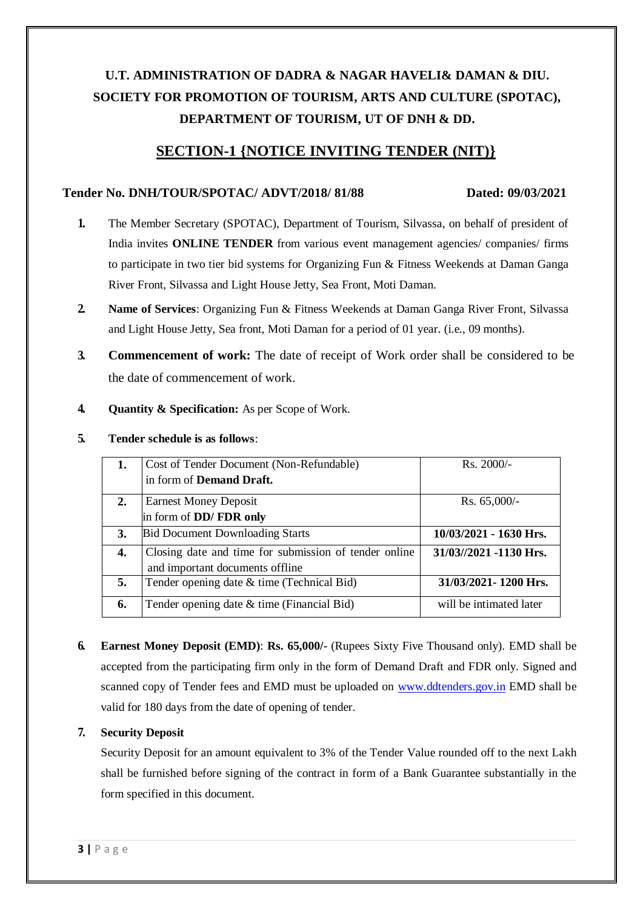# U.T. ADMINISTRATION OF DADRA & NAGAR HAVELI& DAMAN & DIU.
# SOCIETY FOR PROMOTION OF TOURISM, ARTS AND CULTURE (SPOTAC), DEPARTMENT OF TOURISM, UT OF DNH & DD.

## SECTION-1 {NOTICE INVITING TENDER (NIT)}

**Tender No. DNH/TOUR/SPOTAC/ ADVT/2018/ 81/88** **Dated: 09/03/2021**

1. The Member Secretary (SPOTAC), Department of Tourism, Silvassa, on behalf of president of India invites **ONLINE TENDER** from various event management agencies/ companies/ firms to participate in two tier bid systems for Organizing Fun & Fitness Weekends at Daman Ganga River Front, Silvassa and Light House Jetty, Sea Front, Moti Daman.

2. **Name of Services**: Organizing Fun & Fitness Weekends at Daman Ganga River Front, Silvassa and Light House Jetty, Sea front, Moti Daman for a period of 01 year. (i.e., 09 months).

3. **Commencement of work:** The date of receipt of Work order shall be considered to be the date of commencement of work.

4. **Quantity & Specification:** As per Scope of Work.

5. **Tender schedule is as follows**:

| | | |
|---|---|---|
| **1.** | Cost of Tender Document (Non-Refundable) in form of **Demand Draft.** | Rs. 2000/- |
| **2.** | Earnest Money Deposit in form of **DD/ FDR only** | Rs. 65,000/- |
| **3.** | Bid Document Downloading Starts | **10/03/2021 - 1630 Hrs.** |
| **4.** | Closing date and time for submission of tender online and important documents offline | **31/03//2021 -1130 Hrs.** |
| **5.** | Tender opening date & time (Technical Bid) | **31/03/2021- 1200 Hrs.** |
| **6.** | Tender opening date & time (Financial Bid) | will be intimated later |

6. **Earnest Money Deposit (EMD)**: **Rs. 65,000/-** (Rupees Sixty Five Thousand only). EMD shall be accepted from the participating firm only in the form of Demand Draft and FDR only. Signed and scanned copy of Tender fees and EMD must be uploaded on www.ddtenders.gov.in EMD shall be valid for 180 days from the date of opening of tender.

7. **Security Deposit**

   Security Deposit for an amount equivalent to 3% of the Tender Value rounded off to the next Lakh shall be furnished before signing of the contract in form of a Bank Guarantee substantially in the form specified in this document.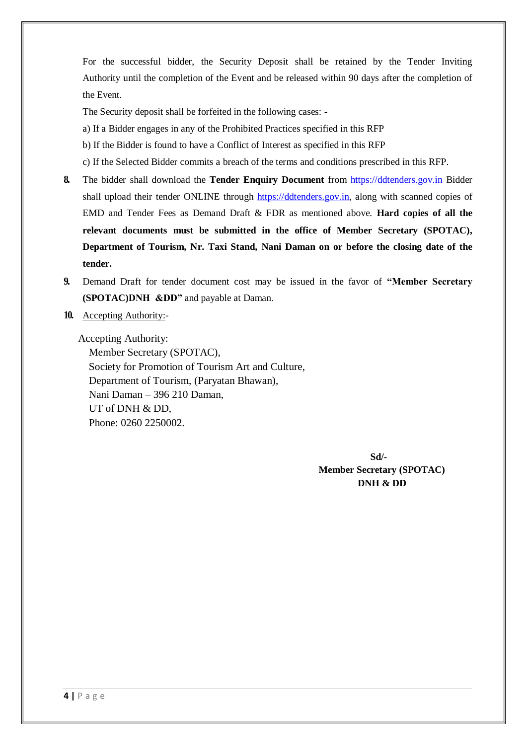For the successful bidder, the Security Deposit shall be retained by the Tender Inviting Authority until the completion of the Event and be released within 90 days after the completion of the Event.

The Security deposit shall be forfeited in the following cases: -

a) If a Bidder engages in any of the Prohibited Practices specified in this RFP

b) If the Bidder is found to have a Conflict of Interest as specified in this RFP

c) If the Selected Bidder commits a breach of the terms and conditions prescribed in this RFP.

8. The bidder shall download the **Tender Enquiry Document** from https://ddtenders.gov.in Bidder shall upload their tender ONLINE through https://ddtenders.gov.in, along with scanned copies of EMD and Tender Fees as Demand Draft & FDR as mentioned above. **Hard copies of all the relevant documents must be submitted in the office of Member Secretary (SPOTAC), Department of Tourism, Nr. Taxi Stand, Nani Daman on or before the closing date of the tender.**

9. Demand Draft for tender document cost may be issued in the favor of **"Member Secretary (SPOTAC)DNH &DD"** and payable at Daman.

10. Accepting Authority:-

Accepting Authority:

Member Secretary (SPOTAC),
Society for Promotion of Tourism Art and Culture,
Department of Tourism, (Paryatan Bhawan),
Nani Daman – 396 210 Daman,
UT of DNH & DD,
Phone: 0260 2250002.

**Sd/-**
**Member Secretary (SPOTAC)**
**DNH & DD**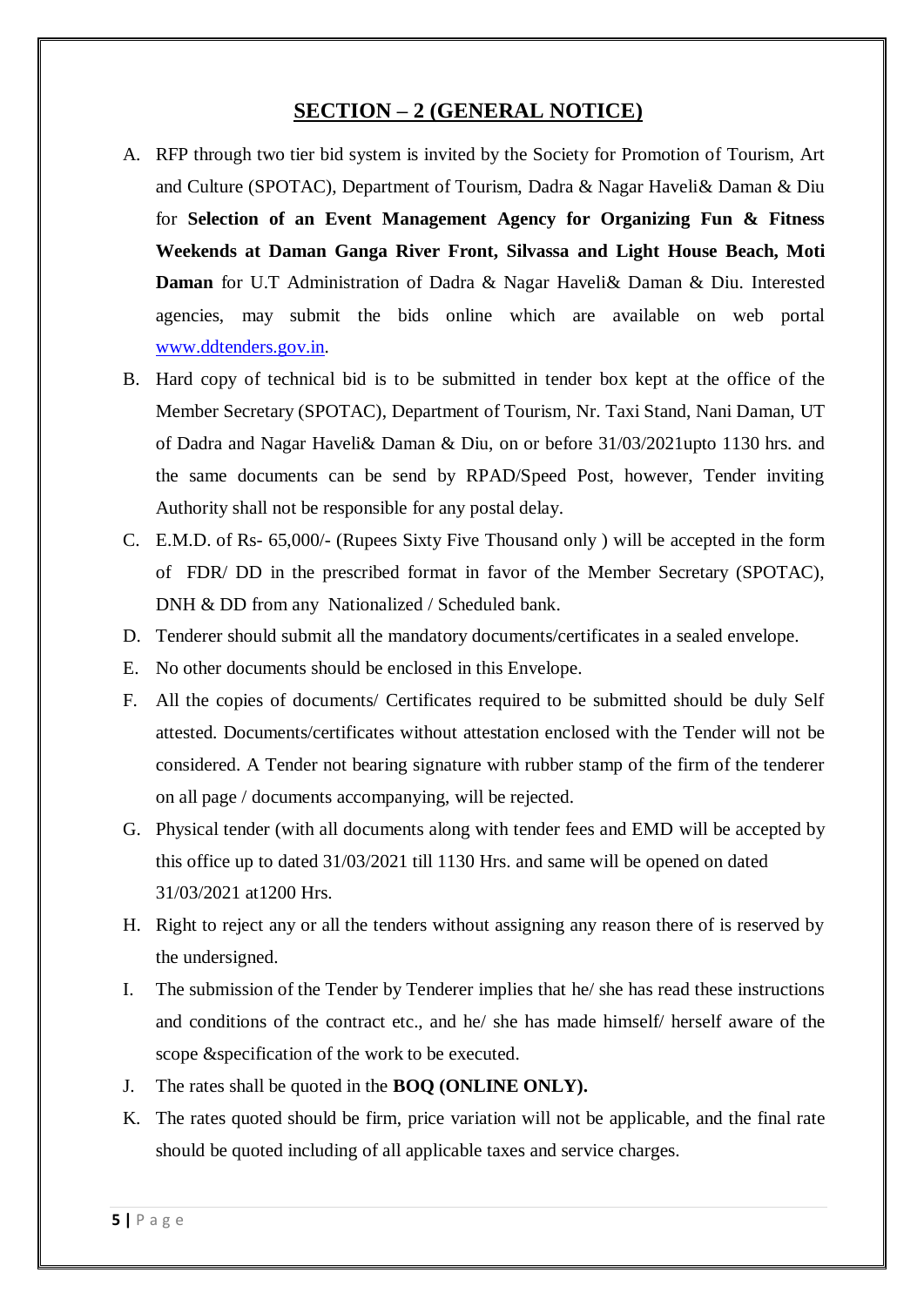## SECTION – 2 (GENERAL NOTICE)

A. RFP through two tier bid system is invited by the Society for Promotion of Tourism, Art and Culture (SPOTAC), Department of Tourism, Dadra & Nagar Haveli& Daman & Diu for **Selection of an Event Management Agency for Organizing Fun & Fitness Weekends at Daman Ganga River Front, Silvassa and Light House Beach, Moti Daman** for U.T Administration of Dadra & Nagar Haveli& Daman & Diu. Interested agencies, may submit the bids online which are available on web portal www.ddtenders.gov.in.

B. Hard copy of technical bid is to be submitted in tender box kept at the office of the Member Secretary (SPOTAC), Department of Tourism, Nr. Taxi Stand, Nani Daman, UT of Dadra and Nagar Haveli& Daman & Diu, on or before 31/03/2021upto 1130 hrs. and the same documents can be send by RPAD/Speed Post, however, Tender inviting Authority shall not be responsible for any postal delay.

C. E.M.D. of Rs- 65,000/- (Rupees Sixty Five Thousand only ) will be accepted in the form of FDR/ DD in the prescribed format in favor of the Member Secretary (SPOTAC), DNH & DD from any Nationalized / Scheduled bank.

D. Tenderer should submit all the mandatory documents/certificates in a sealed envelope.

E. No other documents should be enclosed in this Envelope.

F. All the copies of documents/ Certificates required to be submitted should be duly Self attested. Documents/certificates without attestation enclosed with the Tender will not be considered. A Tender not bearing signature with rubber stamp of the firm of the tenderer on all page / documents accompanying, will be rejected.

G. Physical tender (with all documents along with tender fees and EMD will be accepted by this office up to dated 31/03/2021 till 1130 Hrs. and same will be opened on dated 31/03/2021 at1200 Hrs.

H. Right to reject any or all the tenders without assigning any reason there of is reserved by the undersigned.

I. The submission of the Tender by Tenderer implies that he/ she has read these instructions and conditions of the contract etc., and he/ she has made himself/ herself aware of the scope &specification of the work to be executed.

J. The rates shall be quoted in the **BOQ (ONLINE ONLY).**

K. The rates quoted should be firm, price variation will not be applicable, and the final rate should be quoted including of all applicable taxes and service charges.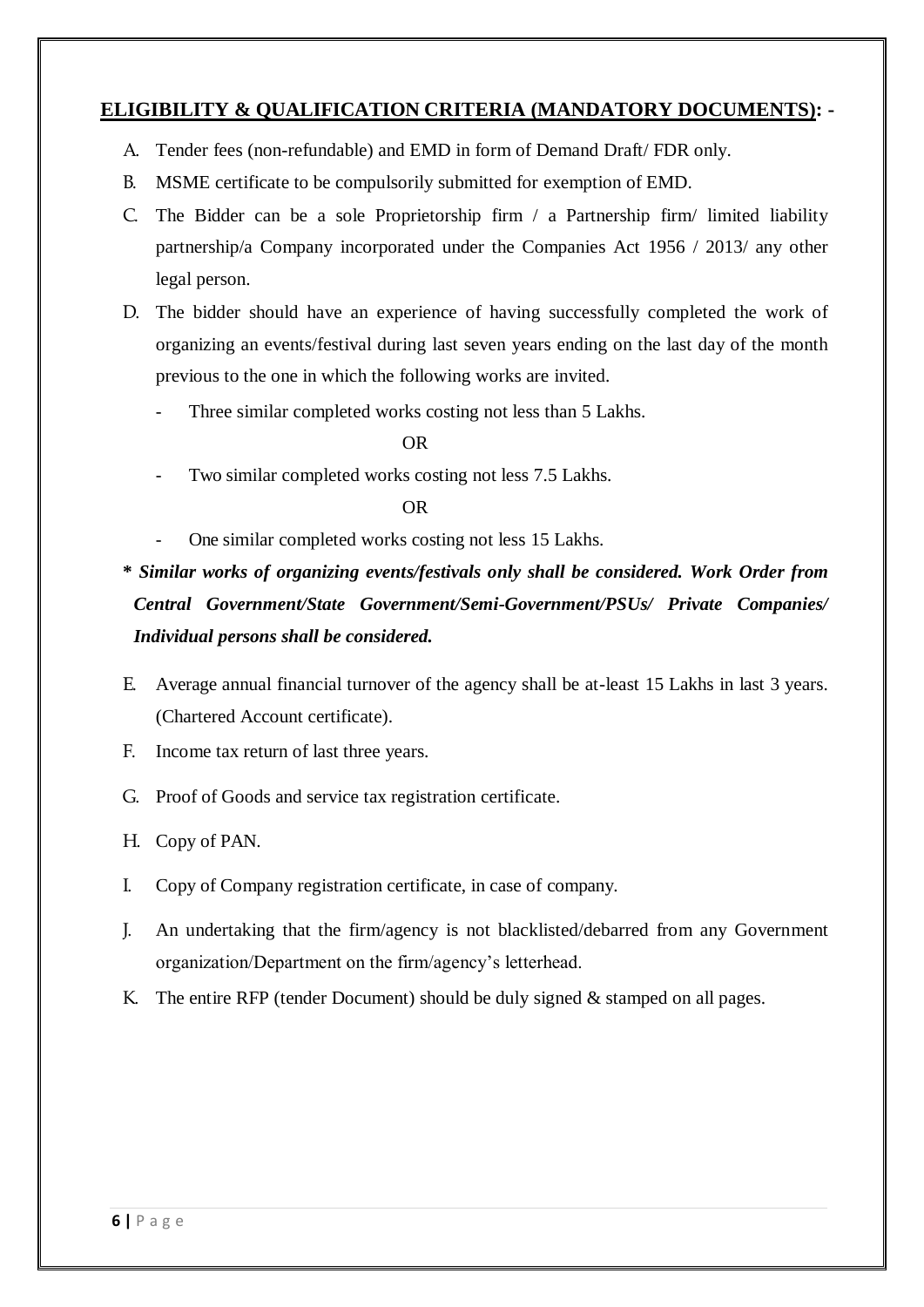## ELIGIBILITY & QUALIFICATION CRITERIA (MANDATORY DOCUMENTS): -

A. Tender fees (non-refundable) and EMD in form of Demand Draft/ FDR only.

B. MSME certificate to be compulsorily submitted for exemption of EMD.

C. The Bidder can be a sole Proprietorship firm / a Partnership firm/ limited liability partnership/a Company incorporated under the Companies Act 1956 / 2013/ any other legal person.

D. The bidder should have an experience of having successfully completed the work of organizing an events/festival during last seven years ending on the last day of the month previous to the one in which the following works are invited.

- Three similar completed works costing not less than 5 Lakhs.

OR

- Two similar completed works costing not less 7.5 Lakhs.

OR

- One similar completed works costing not less 15 Lakhs.

***\* Similar works of organizing events/festivals only shall be considered. Work Order from Central Government/State Government/Semi-Government/PSUs/ Private Companies/ Individual persons shall be considered.***

E. Average annual financial turnover of the agency shall be at-least 15 Lakhs in last 3 years. (Chartered Account certificate).

F. Income tax return of last three years.

G. Proof of Goods and service tax registration certificate.

H. Copy of PAN.

I. Copy of Company registration certificate, in case of company.

J. An undertaking that the firm/agency is not blacklisted/debarred from any Government organization/Department on the firm/agency's letterhead.

K. The entire RFP (tender Document) should be duly signed & stamped on all pages.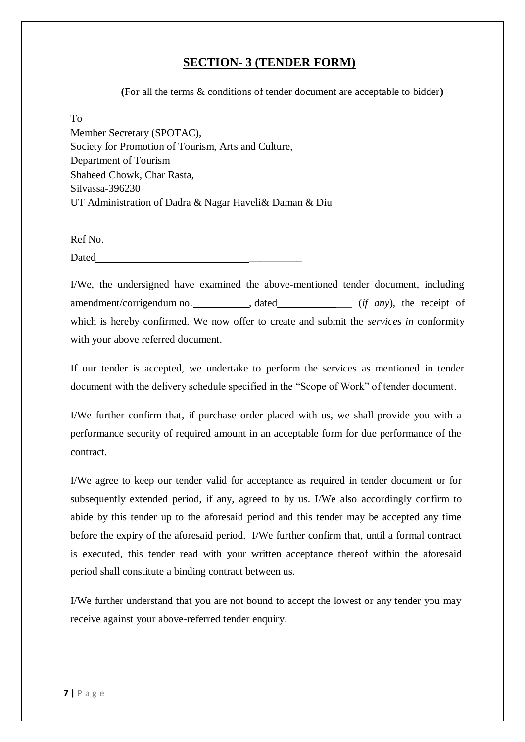## SECTION- 3 (TENDER FORM)

**(**For all the terms & conditions of tender document are acceptable to bidder**)**

To
Member Secretary (SPOTAC),
Society for Promotion of Tourism, Arts and Culture,
Department of Tourism
Shaheed Chowk, Char Rasta,
Silvassa-396230
UT Administration of Dadra & Nagar Haveli& Daman & Diu

Ref No. ______________________________________________________________

Dated________________________________________

I/We, the undersigned have examined the above-mentioned tender document, including amendment/corrigendum no.__________, dated_______________ (*if any*), the receipt of which is hereby confirmed. We now offer to create and submit the *services in* conformity with your above referred document.

If our tender is accepted, we undertake to perform the services as mentioned in tender document with the delivery schedule specified in the "Scope of Work" of tender document.

I/We further confirm that, if purchase order placed with us, we shall provide you with a performance security of required amount in an acceptable form for due performance of the contract.

I/We agree to keep our tender valid for acceptance as required in tender document or for subsequently extended period, if any, agreed to by us. I/We also accordingly confirm to abide by this tender up to the aforesaid period and this tender may be accepted any time before the expiry of the aforesaid period. I/We further confirm that, until a formal contract is executed, this tender read with your written acceptance thereof within the aforesaid period shall constitute a binding contract between us.

I/We further understand that you are not bound to accept the lowest or any tender you may receive against your above-referred tender enquiry.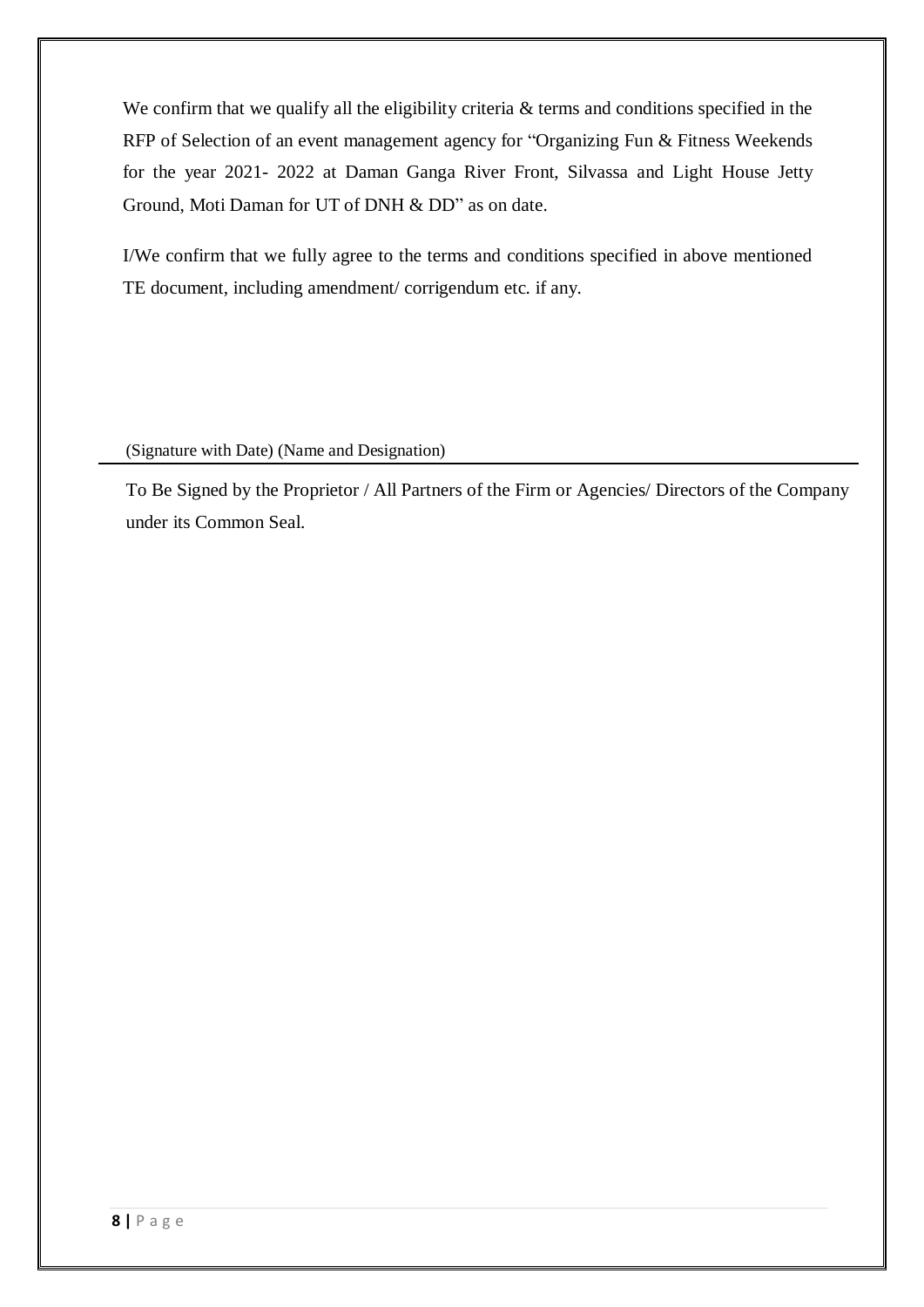We confirm that we qualify all the eligibility criteria & terms and conditions specified in the RFP of Selection of an event management agency for "Organizing Fun & Fitness Weekends for the year 2021- 2022 at Daman Ganga River Front, Silvassa and Light House Jetty Ground, Moti Daman for UT of DNH & DD" as on date.

I/We confirm that we fully agree to the terms and conditions specified in above mentioned TE document, including amendment/ corrigendum etc. if any.

(Signature with Date) (Name and Designation)

---

To Be Signed by the Proprietor / All Partners of the Firm or Agencies/ Directors of the Company under its Common Seal.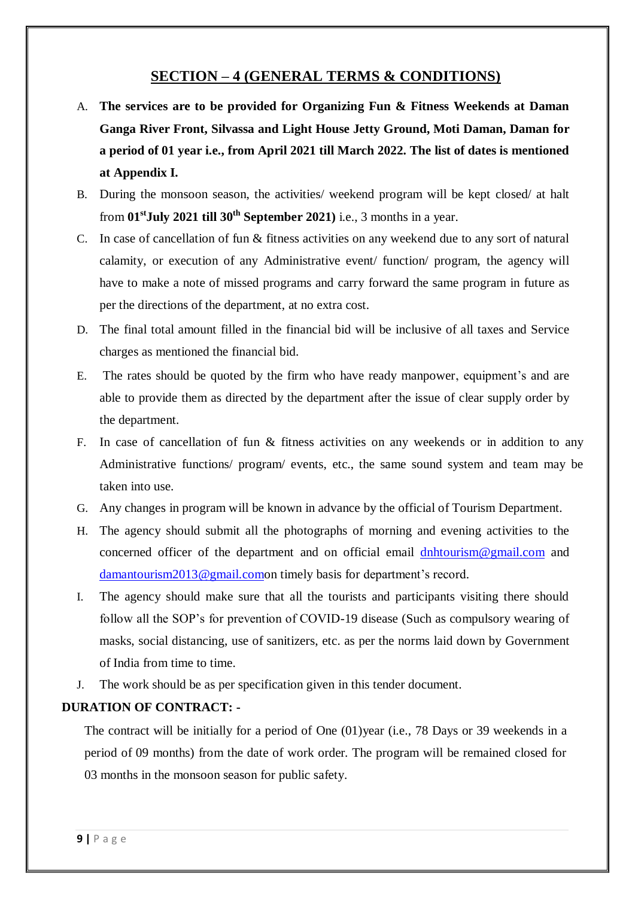## SECTION – 4 (GENERAL TERMS & CONDITIONS)

A. **The services are to be provided for Organizing Fun & Fitness Weekends at Daman Ganga River Front, Silvassa and Light House Jetty Ground, Moti Daman, Daman for a period of 01 year i.e., from April 2021 till March 2022. The list of dates is mentioned at Appendix I.**

B. During the monsoon season, the activities/ weekend program will be kept closed/ at halt from **01st July 2021 till 30th September 2021)** i.e., 3 months in a year.

C. In case of cancellation of fun & fitness activities on any weekend due to any sort of natural calamity, or execution of any Administrative event/ function/ program, the agency will have to make a note of missed programs and carry forward the same program in future as per the directions of the department, at no extra cost.

D. The final total amount filled in the financial bid will be inclusive of all taxes and Service charges as mentioned the financial bid.

E. The rates should be quoted by the firm who have ready manpower, equipment's and are able to provide them as directed by the department after the issue of clear supply order by the department.

F. In case of cancellation of fun & fitness activities on any weekends or in addition to any Administrative functions/ program/ events, etc., the same sound system and team may be taken into use.

G. Any changes in program will be known in advance by the official of Tourism Department.

H. The agency should submit all the photographs of morning and evening activities to the concerned officer of the department and on official email dnhtourism@gmail.com and damantourism2013@gmail.comon timely basis for department's record.

I. The agency should make sure that all the tourists and participants visiting there should follow all the SOP's for prevention of COVID-19 disease (Such as compulsory wearing of masks, social distancing, use of sanitizers, etc. as per the norms laid down by Government of India from time to time.

J. The work should be as per specification given in this tender document.

**DURATION OF CONTRACT: -**

The contract will be initially for a period of One (01)year (i.e., 78 Days or 39 weekends in a period of 09 months) from the date of work order. The program will be remained closed for 03 months in the monsoon season for public safety.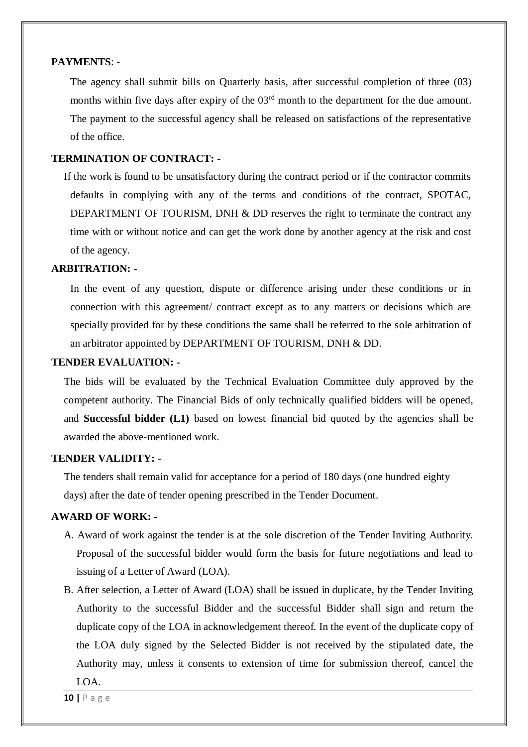**PAYMENTS**: -

The agency shall submit bills on Quarterly basis, after successful completion of three (03) months within five days after expiry of the 03rd month to the department for the due amount. The payment to the successful agency shall be released on satisfactions of the representative of the office.

**TERMINATION OF CONTRACT: -**

If the work is found to be unsatisfactory during the contract period or if the contractor commits defaults in complying with any of the terms and conditions of the contract, SPOTAC, DEPARTMENT OF TOURISM, DNH & DD reserves the right to terminate the contract any time with or without notice and can get the work done by another agency at the risk and cost of the agency.

**ARBITRATION: -**

In the event of any question, dispute or difference arising under these conditions or in connection with this agreement/ contract except as to any matters or decisions which are specially provided for by these conditions the same shall be referred to the sole arbitration of an arbitrator appointed by DEPARTMENT OF TOURISM, DNH & DD.

**TENDER EVALUATION: -**

The bids will be evaluated by the Technical Evaluation Committee duly approved by the competent authority. The Financial Bids of only technically qualified bidders will be opened, and **Successful bidder (L1)** based on lowest financial bid quoted by the agencies shall be awarded the above-mentioned work.

**TENDER VALIDITY: -**

The tenders shall remain valid for acceptance for a period of 180 days (one hundred eighty days) after the date of tender opening prescribed in the Tender Document.

**AWARD OF WORK: -**

A. Award of work against the tender is at the sole discretion of the Tender Inviting Authority. Proposal of the successful bidder would form the basis for future negotiations and lead to issuing of a Letter of Award (LOA).

B. After selection, a Letter of Award (LOA) shall be issued in duplicate, by the Tender Inviting Authority to the successful Bidder and the successful Bidder shall sign and return the duplicate copy of the LOA in acknowledgement thereof. In the event of the duplicate copy of the LOA duly signed by the Selected Bidder is not received by the stipulated date, the Authority may, unless it consents to extension of time for submission thereof, cancel the LOA.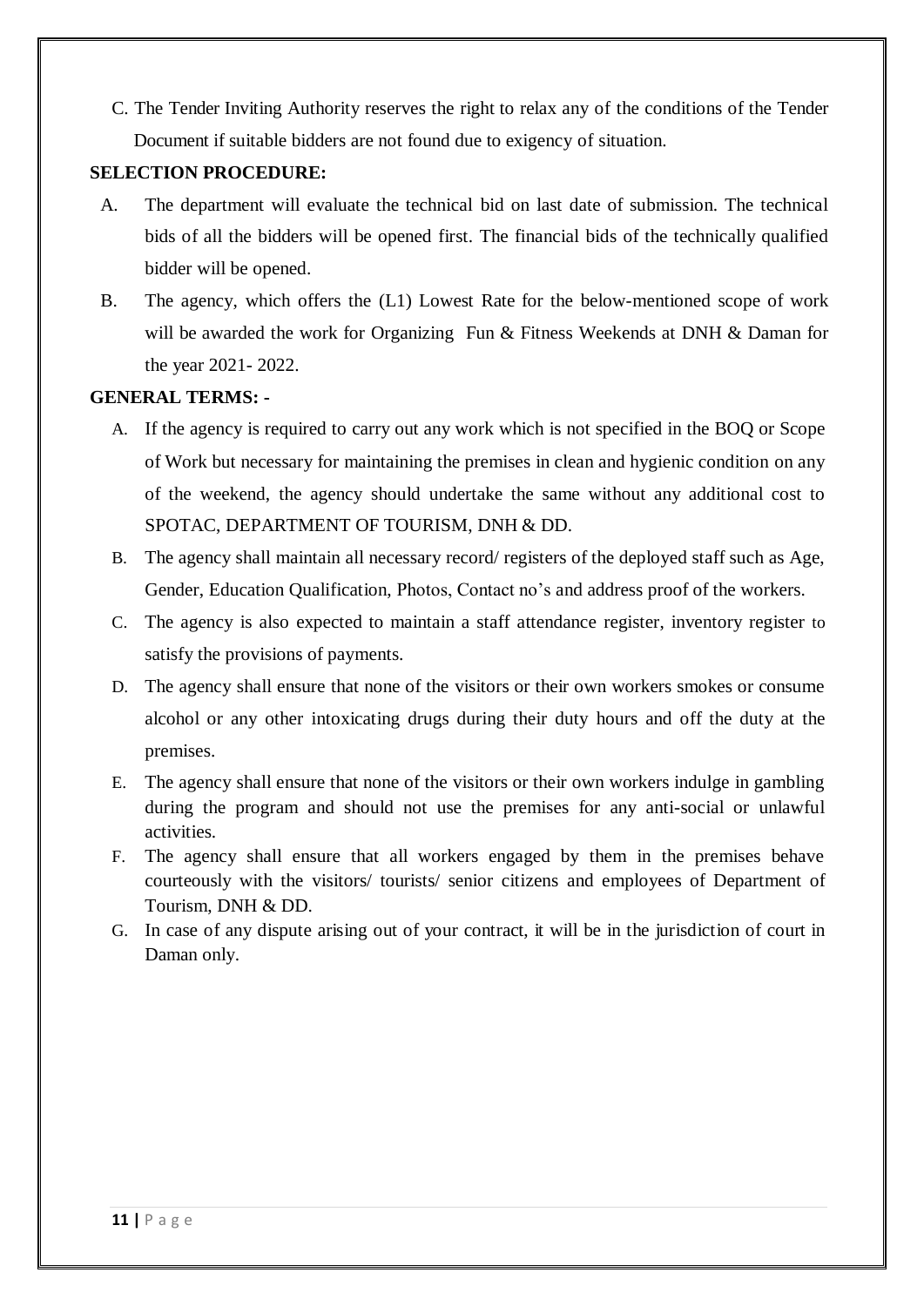C. The Tender Inviting Authority reserves the right to relax any of the conditions of the Tender Document if suitable bidders are not found due to exigency of situation.

**SELECTION PROCEDURE:**

A. The department will evaluate the technical bid on last date of submission. The technical bids of all the bidders will be opened first. The financial bids of the technically qualified bidder will be opened.

B. The agency, which offers the (L1) Lowest Rate for the below-mentioned scope of work will be awarded the work for Organizing Fun & Fitness Weekends at DNH & Daman for the year 2021- 2022.

**GENERAL TERMS: -**

A. If the agency is required to carry out any work which is not specified in the BOQ or Scope of Work but necessary for maintaining the premises in clean and hygienic condition on any of the weekend, the agency should undertake the same without any additional cost to SPOTAC, DEPARTMENT OF TOURISM, DNH & DD.

B. The agency shall maintain all necessary record/ registers of the deployed staff such as Age, Gender, Education Qualification, Photos, Contact no's and address proof of the workers.

C. The agency is also expected to maintain a staff attendance register, inventory register to satisfy the provisions of payments.

D. The agency shall ensure that none of the visitors or their own workers smokes or consume alcohol or any other intoxicating drugs during their duty hours and off the duty at the premises.

E. The agency shall ensure that none of the visitors or their own workers indulge in gambling during the program and should not use the premises for any anti-social or unlawful activities.

F. The agency shall ensure that all workers engaged by them in the premises behave courteously with the visitors/ tourists/ senior citizens and employees of Department of Tourism, DNH & DD.

G. In case of any dispute arising out of your contract, it will be in the jurisdiction of court in Daman only.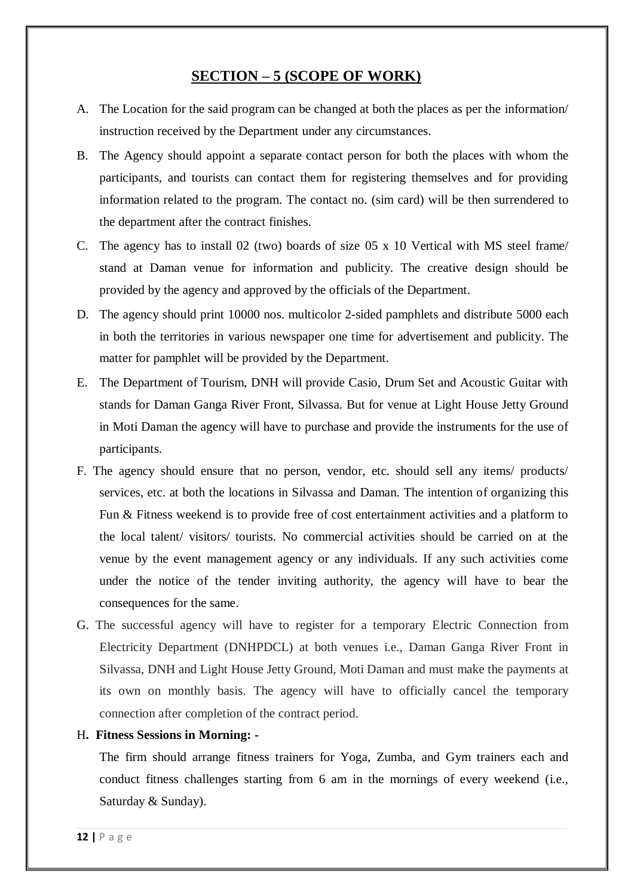## SECTION – 5 (SCOPE OF WORK)

A. The Location for the said program can be changed at both the places as per the information/ instruction received by the Department under any circumstances.

B. The Agency should appoint a separate contact person for both the places with whom the participants, and tourists can contact them for registering themselves and for providing information related to the program. The contact no. (sim card) will be then surrendered to the department after the contract finishes.

C. The agency has to install 02 (two) boards of size 05 x 10 Vertical with MS steel frame/ stand at Daman venue for information and publicity. The creative design should be provided by the agency and approved by the officials of the Department.

D. The agency should print 10000 nos. multicolor 2-sided pamphlets and distribute 5000 each in both the territories in various newspaper one time for advertisement and publicity. The matter for pamphlet will be provided by the Department.

E. The Department of Tourism, DNH will provide Casio, Drum Set and Acoustic Guitar with stands for Daman Ganga River Front, Silvassa. But for venue at Light House Jetty Ground in Moti Daman the agency will have to purchase and provide the instruments for the use of participants.

F. The agency should ensure that no person, vendor, etc. should sell any items/ products/ services, etc. at both the locations in Silvassa and Daman. The intention of organizing this Fun & Fitness weekend is to provide free of cost entertainment activities and a platform to the local talent/ visitors/ tourists. No commercial activities should be carried on at the venue by the event management agency or any individuals. If any such activities come under the notice of the tender inviting authority, the agency will have to bear the consequences for the same.

G. The successful agency will have to register for a temporary Electric Connection from Electricity Department (DNHPDCL) at both venues i.e., Daman Ganga River Front in Silvassa, DNH and Light House Jetty Ground, Moti Daman and must make the payments at its own on monthly basis. The agency will have to officially cancel the temporary connection after completion of the contract period.

H**. Fitness Sessions in Morning: -**

The firm should arrange fitness trainers for Yoga, Zumba, and Gym trainers each and conduct fitness challenges starting from 6 am in the mornings of every weekend (i.e., Saturday & Sunday).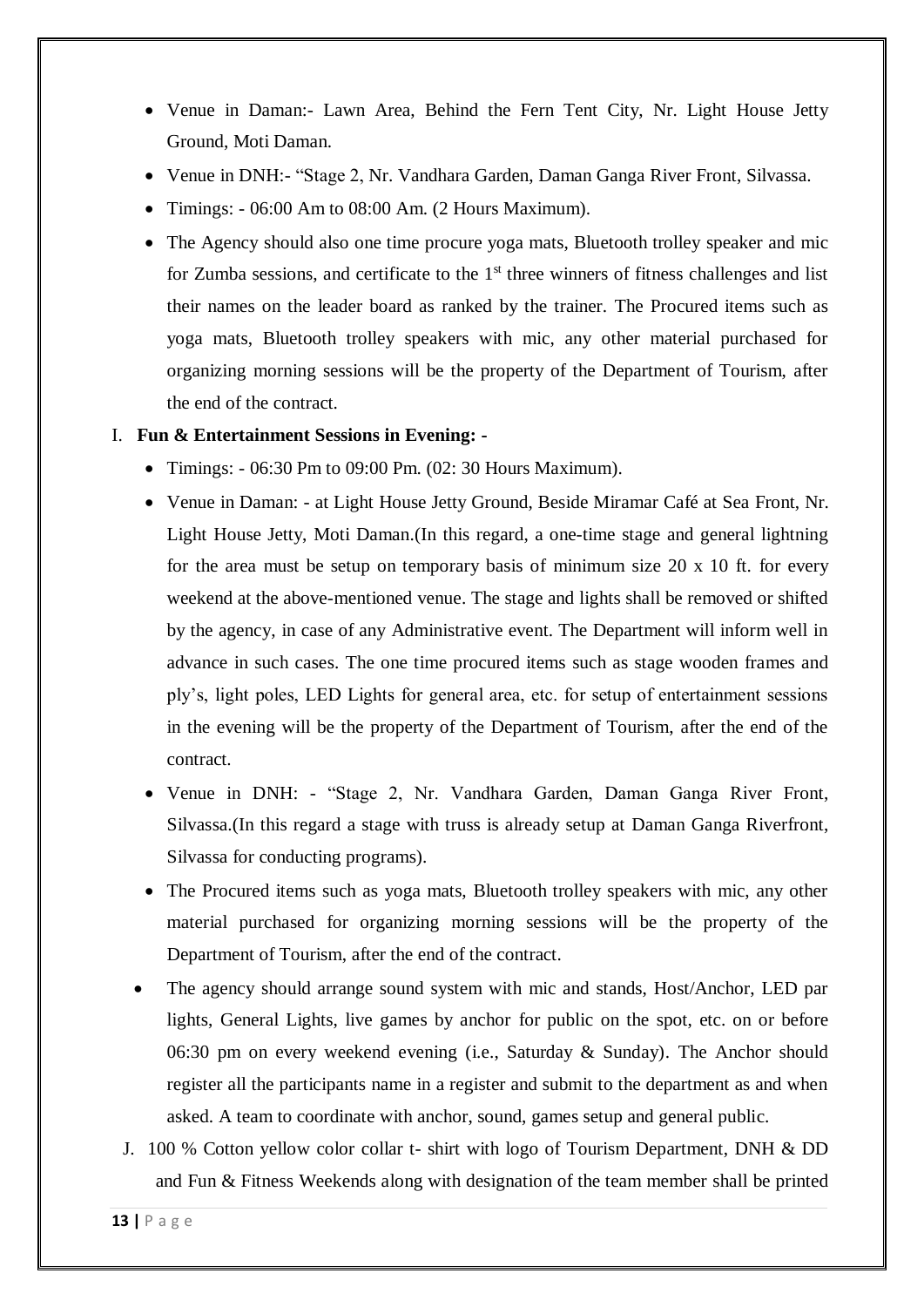- Venue in Daman:- Lawn Area, Behind the Fern Tent City, Nr. Light House Jetty Ground, Moti Daman.
- Venue in DNH:- "Stage 2, Nr. Vandhara Garden, Daman Ganga River Front, Silvassa.
- Timings: - 06:00 Am to 08:00 Am. (2 Hours Maximum).
- The Agency should also one time procure yoga mats, Bluetooth trolley speaker and mic for Zumba sessions, and certificate to the 1st three winners of fitness challenges and list their names on the leader board as ranked by the trainer. The Procured items such as yoga mats, Bluetooth trolley speakers with mic, any other material purchased for organizing morning sessions will be the property of the Department of Tourism, after the end of the contract.

I. **Fun & Entertainment Sessions in Evening: -**

- Timings: - 06:30 Pm to 09:00 Pm. (02: 30 Hours Maximum).
- Venue in Daman: - at Light House Jetty Ground, Beside Miramar Café at Sea Front, Nr. Light House Jetty, Moti Daman.(In this regard, a one-time stage and general lightning for the area must be setup on temporary basis of minimum size 20 x 10 ft. for every weekend at the above-mentioned venue. The stage and lights shall be removed or shifted by the agency, in case of any Administrative event. The Department will inform well in advance in such cases. The one time procured items such as stage wooden frames and ply's, light poles, LED Lights for general area, etc. for setup of entertainment sessions in the evening will be the property of the Department of Tourism, after the end of the contract.
- Venue in DNH: - "Stage 2, Nr. Vandhara Garden, Daman Ganga River Front, Silvassa.(In this regard a stage with truss is already setup at Daman Ganga Riverfront, Silvassa for conducting programs).
- The Procured items such as yoga mats, Bluetooth trolley speakers with mic, any other material purchased for organizing morning sessions will be the property of the Department of Tourism, after the end of the contract.
- The agency should arrange sound system with mic and stands, Host/Anchor, LED par lights, General Lights, live games by anchor for public on the spot, etc. on or before 06:30 pm on every weekend evening (i.e., Saturday & Sunday). The Anchor should register all the participants name in a register and submit to the department as and when asked. A team to coordinate with anchor, sound, games setup and general public.

J. 100 % Cotton yellow color collar t- shirt with logo of Tourism Department, DNH & DD and Fun & Fitness Weekends along with designation of the team member shall be printed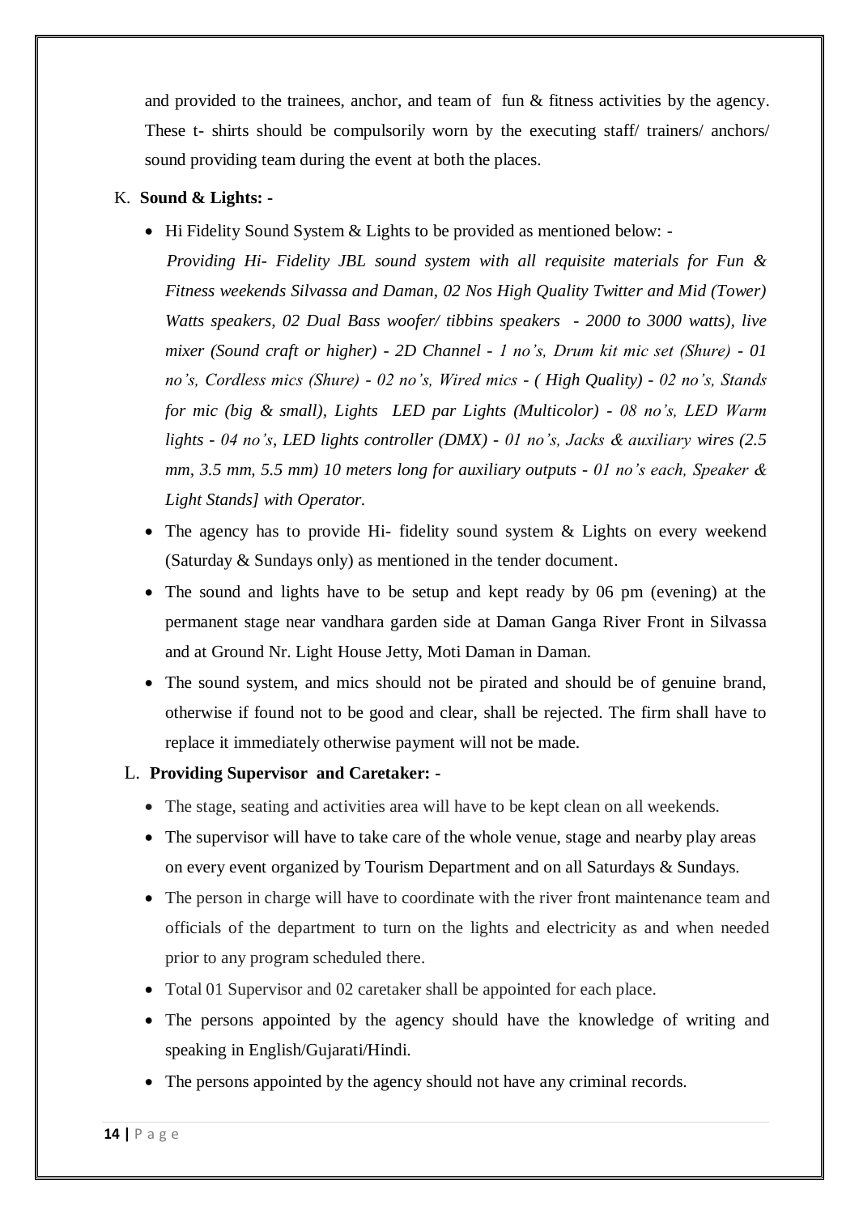and provided to the trainees, anchor, and team of fun & fitness activities by the agency. These t- shirts should be compulsorily worn by the executing staff/ trainers/ anchors/ sound providing team during the event at both the places.

K. **Sound & Lights: -**

- Hi Fidelity Sound System & Lights to be provided as mentioned below: -
  *Providing Hi- Fidelity JBL sound system with all requisite materials for Fun & Fitness weekends Silvassa and Daman, 02 Nos High Quality Twitter and Mid (Tower) Watts speakers, 02 Dual Bass woofer/ tibbins speakers - 2000 to 3000 watts), live mixer (Sound craft or higher) - 2D Channel - 1 no's, Drum kit mic set (Shure) - 01 no's, Cordless mics (Shure) - 02 no's, Wired mics - ( High Quality) - 02 no's, Stands for mic (big & small), Lights LED par Lights (Multicolor) - 08 no's, LED Warm lights - 04 no's, LED lights controller (DMX) - 01 no's, Jacks & auxiliary wires (2.5 mm, 3.5 mm, 5.5 mm) 10 meters long for auxiliary outputs - 01 no's each, Speaker & Light Stands] with Operator.*
- The agency has to provide Hi- fidelity sound system & Lights on every weekend (Saturday & Sundays only) as mentioned in the tender document.
- The sound and lights have to be setup and kept ready by 06 pm (evening) at the permanent stage near vandhara garden side at Daman Ganga River Front in Silvassa and at Ground Nr. Light House Jetty, Moti Daman in Daman.
- The sound system, and mics should not be pirated and should be of genuine brand, otherwise if found not to be good and clear, shall be rejected. The firm shall have to replace it immediately otherwise payment will not be made.

L. **Providing Supervisor and Caretaker: -**

- The stage, seating and activities area will have to be kept clean on all weekends.
- The supervisor will have to take care of the whole venue, stage and nearby play areas on every event organized by Tourism Department and on all Saturdays & Sundays.
- The person in charge will have to coordinate with the river front maintenance team and officials of the department to turn on the lights and electricity as and when needed prior to any program scheduled there.
- Total 01 Supervisor and 02 caretaker shall be appointed for each place.
- The persons appointed by the agency should have the knowledge of writing and speaking in English/Gujarati/Hindi.
- The persons appointed by the agency should not have any criminal records.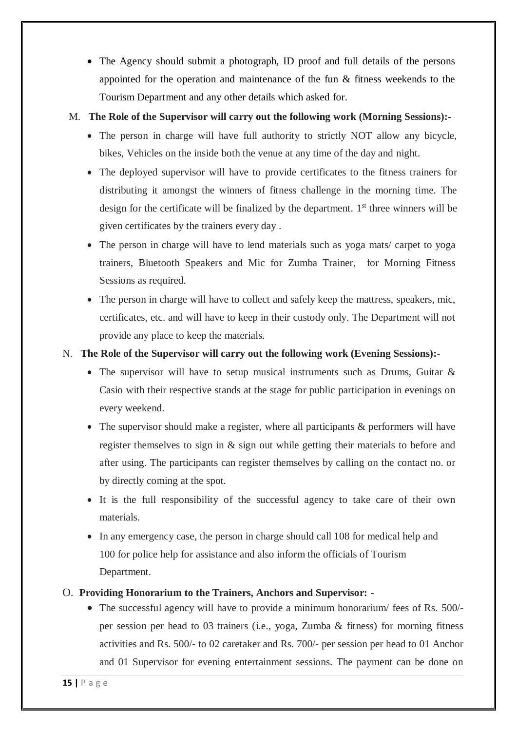- The Agency should submit a photograph, ID proof and full details of the persons appointed for the operation and maintenance of the fun & fitness weekends to the Tourism Department and any other details which asked for.

M. **The Role of the Supervisor will carry out the following work (Morning Sessions):-**

- The person in charge will have full authority to strictly NOT allow any bicycle, bikes, Vehicles on the inside both the venue at any time of the day and night.
- The deployed supervisor will have to provide certificates to the fitness trainers for distributing it amongst the winners of fitness challenge in the morning time. The design for the certificate will be finalized by the department. 1st three winners will be given certificates by the trainers every day .
- The person in charge will have to lend materials such as yoga mats/ carpet to yoga trainers, Bluetooth Speakers and Mic for Zumba Trainer, for Morning Fitness Sessions as required.
- The person in charge will have to collect and safely keep the mattress, speakers, mic, certificates, etc. and will have to keep in their custody only. The Department will not provide any place to keep the materials.

N. **The Role of the Supervisor will carry out the following work (Evening Sessions):-**

- The supervisor will have to setup musical instruments such as Drums, Guitar & Casio with their respective stands at the stage for public participation in evenings on every weekend.
- The supervisor should make a register, where all participants & performers will have register themselves to sign in & sign out while getting their materials to before and after using. The participants can register themselves by calling on the contact no. or by directly coming at the spot.
- It is the full responsibility of the successful agency to take care of their own materials.
- In any emergency case, the person in charge should call 108 for medical help and 100 for police help for assistance and also inform the officials of Tourism Department.

O. **Providing Honorarium to the Trainers, Anchors and Supervisor: -**

- The successful agency will have to provide a minimum honorarium/ fees of Rs. 500/- per session per head to 03 trainers (i.e., yoga, Zumba & fitness) for morning fitness activities and Rs. 500/- to 02 caretaker and Rs. 700/- per session per head to 01 Anchor and 01 Supervisor for evening entertainment sessions. The payment can be done on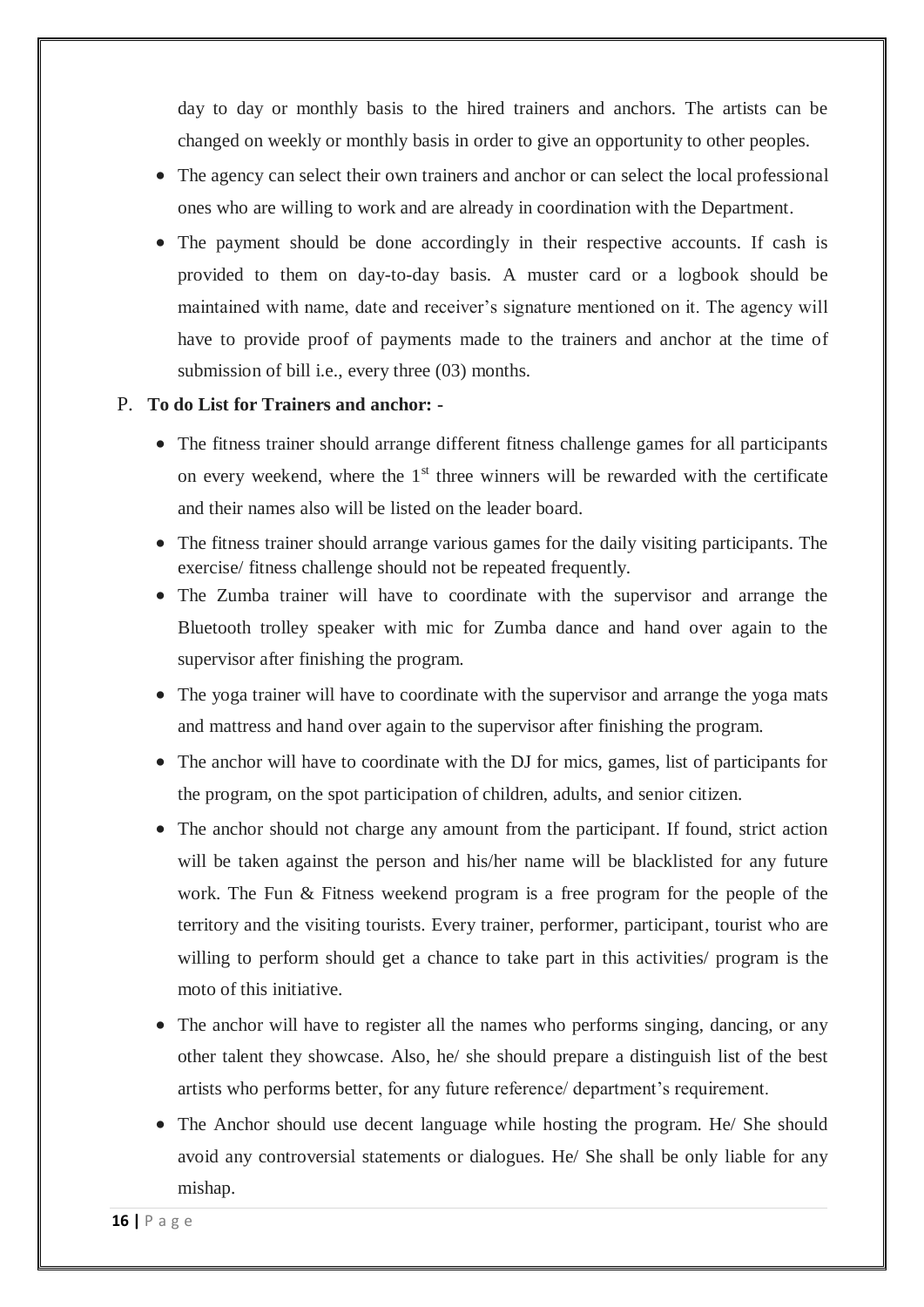day to day or monthly basis to the hired trainers and anchors. The artists can be changed on weekly or monthly basis in order to give an opportunity to other peoples.

- The agency can select their own trainers and anchor or can select the local professional ones who are willing to work and are already in coordination with the Department.
- The payment should be done accordingly in their respective accounts. If cash is provided to them on day-to-day basis. A muster card or a logbook should be maintained with name, date and receiver's signature mentioned on it. The agency will have to provide proof of payments made to the trainers and anchor at the time of submission of bill i.e., every three (03) months.

P. **To do List for Trainers and anchor: -**

- The fitness trainer should arrange different fitness challenge games for all participants on every weekend, where the 1st three winners will be rewarded with the certificate and their names also will be listed on the leader board.
- The fitness trainer should arrange various games for the daily visiting participants. The exercise/ fitness challenge should not be repeated frequently.
- The Zumba trainer will have to coordinate with the supervisor and arrange the Bluetooth trolley speaker with mic for Zumba dance and hand over again to the supervisor after finishing the program.
- The yoga trainer will have to coordinate with the supervisor and arrange the yoga mats and mattress and hand over again to the supervisor after finishing the program.
- The anchor will have to coordinate with the DJ for mics, games, list of participants for the program, on the spot participation of children, adults, and senior citizen.
- The anchor should not charge any amount from the participant. If found, strict action will be taken against the person and his/her name will be blacklisted for any future work. The Fun & Fitness weekend program is a free program for the people of the territory and the visiting tourists. Every trainer, performer, participant, tourist who are willing to perform should get a chance to take part in this activities/ program is the moto of this initiative.
- The anchor will have to register all the names who performs singing, dancing, or any other talent they showcase. Also, he/ she should prepare a distinguish list of the best artists who performs better, for any future reference/ department's requirement.
- The Anchor should use decent language while hosting the program. He/ She should avoid any controversial statements or dialogues. He/ She shall be only liable for any mishap.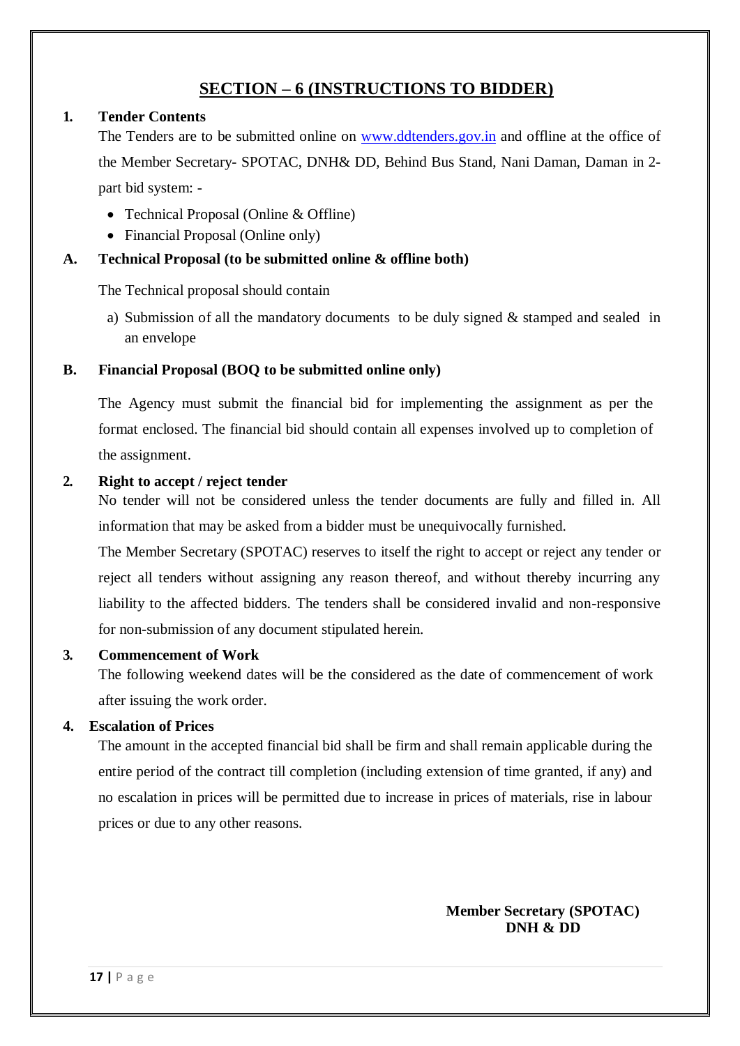## SECTION – 6 (INSTRUCTIONS TO BIDDER)

**1. Tender Contents**

The Tenders are to be submitted online on www.ddtenders.gov.in and offline at the office of the Member Secretary- SPOTAC, DNH& DD, Behind Bus Stand, Nani Daman, Daman in 2-part bid system: -

- Technical Proposal (Online & Offline)
- Financial Proposal (Online only)

**A. Technical Proposal (to be submitted online & offline both)**

The Technical proposal should contain

a) Submission of all the mandatory documents to be duly signed & stamped and sealed in an envelope

**B. Financial Proposal (BOQ to be submitted online only)**

The Agency must submit the financial bid for implementing the assignment as per the format enclosed. The financial bid should contain all expenses involved up to completion of the assignment.

**2. Right to accept / reject tender**

No tender will not be considered unless the tender documents are fully and filled in. All information that may be asked from a bidder must be unequivocally furnished.

The Member Secretary (SPOTAC) reserves to itself the right to accept or reject any tender or reject all tenders without assigning any reason thereof, and without thereby incurring any liability to the affected bidders. The tenders shall be considered invalid and non-responsive for non-submission of any document stipulated herein.

**3. Commencement of Work**

The following weekend dates will be the considered as the date of commencement of work after issuing the work order.

**4. Escalation of Prices**

The amount in the accepted financial bid shall be firm and shall remain applicable during the entire period of the contract till completion (including extension of time granted, if any) and no escalation in prices will be permitted due to increase in prices of materials, rise in labour prices or due to any other reasons.

**Member Secretary (SPOTAC)**
**DNH & DD**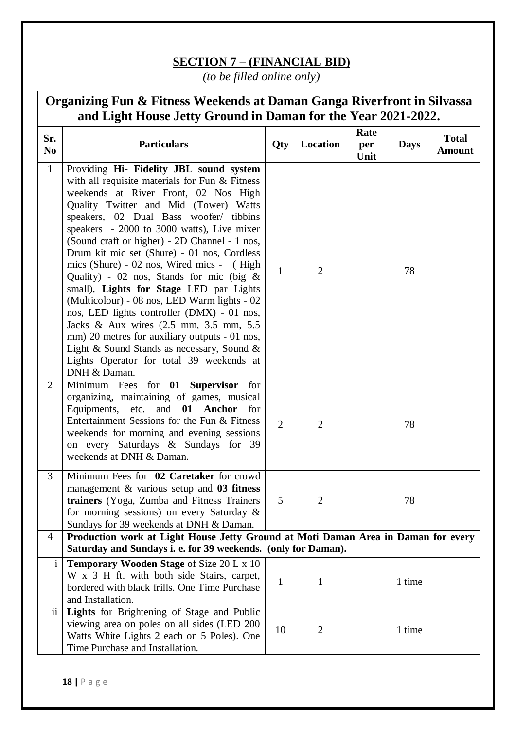## SECTION 7 – (FINANCIAL BID)

*(to be filled online only)*

| Organizing Fun & Fitness Weekends at Daman Ganga Riverfront in Silvassa and Light House Jetty Ground in Daman for the Year 2021-2022. | | | | | | |
|---|---|---|---|---|---|---|
| **Sr. No** | **Particulars** | **Qty** | **Location** | **Rate per Unit** | **Days** | **Total Amount** |
| 1 | Providing **Hi- Fidelity JBL sound system** with all requisite materials for Fun & Fitness weekends at River Front, 02 Nos High Quality Twitter and Mid (Tower) Watts speakers, 02 Dual Bass woofer/ tibbins speakers - 2000 to 3000 watts), Live mixer (Sound craft or higher) - 2D Channel - 1 nos, Drum kit mic set (Shure) - 01 nos, Cordless mics (Shure) - 02 nos, Wired mics - ( High Quality) - 02 nos, Stands for mic (big & small), **Lights for Stage** LED par Lights (Multicolour) - 08 nos, LED Warm lights - 02 nos, LED lights controller (DMX) - 01 nos, Jacks & Aux wires (2.5 mm, 3.5 mm, 5.5 mm) 20 metres for auxiliary outputs - 01 nos, Light & Sound Stands as necessary, Sound & Lights Operator for total 39 weekends at DNH & Daman. | 1 | 2 | | 78 | |
| 2 | Minimum Fees for **01 Supervisor** for organizing, maintaining of games, musical Equipments, etc. and **01 Anchor** for Entertainment Sessions for the Fun & Fitness weekends for morning and evening sessions on every Saturdays & Sundays for 39 weekends at DNH & Daman. | 2 | 2 | | 78 | |
| 3 | Minimum Fees for **02 Caretaker** for crowd management & various setup and **03 fitness trainers** (Yoga, Zumba and Fitness Trainers for morning sessions) on every Saturday & Sundays for 39 weekends at DNH & Daman. | 5 | 2 | | 78 | |
| 4 | **Production work at Light House Jetty Ground at Moti Daman Area in Daman for every Saturday and Sundays i. e. for 39 weekends. (only for Daman).** | | | | | |
| i | **Temporary Wooden Stage** of Size 20 L x 10 W x 3 H ft. with both side Stairs, carpet, bordered with black frills. One Time Purchase and Installation. | 1 | 1 | | 1 time | |
| ii | **Lights** for Brightening of Stage and Public viewing area on poles on all sides (LED 200 Watts White Lights 2 each on 5 Poles). One Time Purchase and Installation. | 10 | 2 | | 1 time | |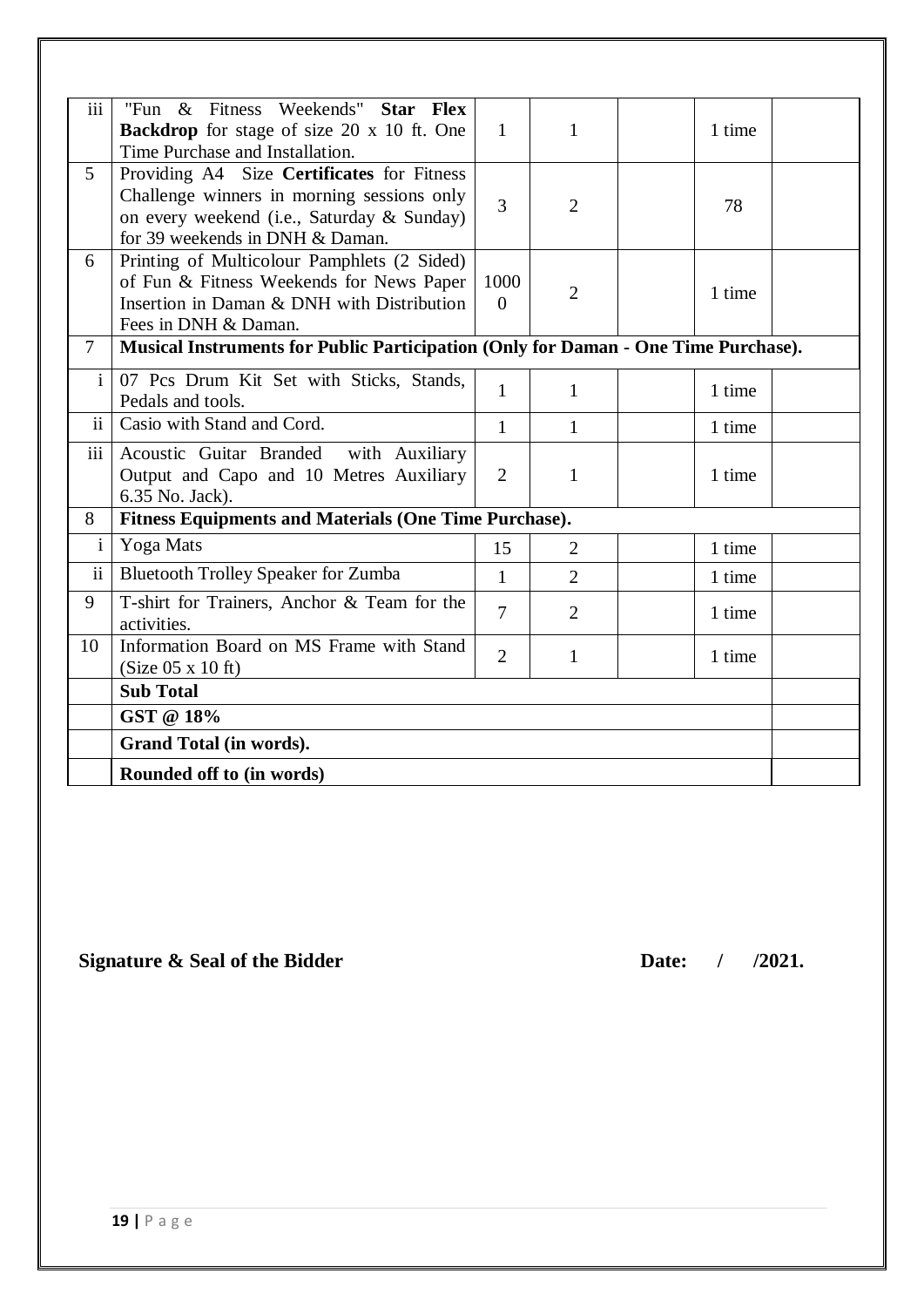| iii | "Fun & Fitness Weekends" **Star Flex Backdrop** for stage of size 20 x 10 ft. One Time Purchase and Installation. | 1 | 1 | | 1 time | |
|---|---|---|---|---|---|---|
| 5 | Providing A4 Size **Certificates** for Fitness Challenge winners in morning sessions only on every weekend (i.e., Saturday & Sunday) for 39 weekends in DNH & Daman. | 3 | 2 | | 78 | |
| 6 | Printing of Multicolour Pamphlets (2 Sided) of Fun & Fitness Weekends for News Paper Insertion in Daman & DNH with Distribution Fees in DNH & Daman. | 10000 | 2 | | 1 time | |
| 7 | **Musical Instruments for Public Participation (Only for Daman - One Time Purchase).** | | | | | |
| i | 07 Pcs Drum Kit Set with Sticks, Stands, Pedals and tools. | 1 | 1 | | 1 time | |
| ii | Casio with Stand and Cord. | 1 | 1 | | 1 time | |
| iii | Acoustic Guitar Branded with Auxiliary Output and Capo and 10 Metres Auxiliary 6.35 No. Jack). | 2 | 1 | | 1 time | |
| 8 | **Fitness Equipments and Materials (One Time Purchase).** | | | | | |
| i | Yoga Mats | 15 | 2 | | 1 time | |
| ii | Bluetooth Trolley Speaker for Zumba | 1 | 2 | | 1 time | |
| 9 | T-shirt for Trainers, Anchor & Team for the activities. | 7 | 2 | | 1 time | |
| 10 | Information Board on MS Frame with Stand (Size 05 x 10 ft) | 2 | 1 | | 1 time | |
| | **Sub Total** | | | | | |
| | **GST @ 18%** | | | | | |
| | **Grand Total (in words).** | | | | | |
| | **Rounded off to (in words)** | | | | | |

**Signature & Seal of the Bidder** **Date: / /2021.**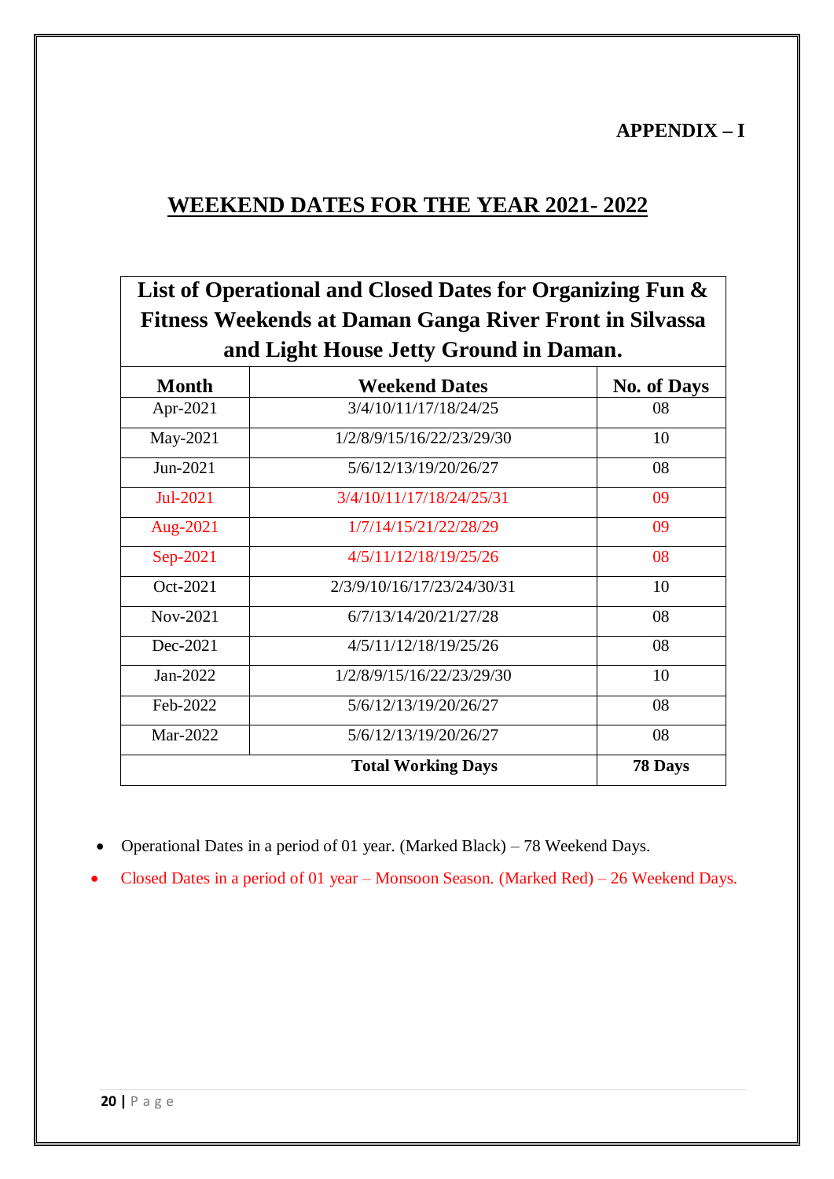**APPENDIX – I**

# WEEKEND DATES FOR THE YEAR 2021- 2022

**List of Operational and Closed Dates for Organizing Fun & Fitness Weekends at Daman Ganga River Front in Silvassa and Light House Jetty Ground in Daman.**

| Month | Weekend Dates | No. of Days |
|---|---|---|
| Apr-2021 | 3/4/10/11/17/18/24/25 | 08 |
| May-2021 | 1/2/8/9/15/16/22/23/29/30 | 10 |
| Jun-2021 | 5/6/12/13/19/20/26/27 | 08 |
| Jul-2021 | 3/4/10/11/17/18/24/25/31 | 09 |
| Aug-2021 | 1/7/14/15/21/22/28/29 | 09 |
| Sep-2021 | 4/5/11/12/18/19/25/26 | 08 |
| Oct-2021 | 2/3/9/10/16/17/23/24/30/31 | 10 |
| Nov-2021 | 6/7/13/14/20/21/27/28 | 08 |
| Dec-2021 | 4/5/11/12/18/19/25/26 | 08 |
| Jan-2022 | 1/2/8/9/15/16/22/23/29/30 | 10 |
| Feb-2022 | 5/6/12/13/19/20/26/27 | 08 |
| Mar-2022 | 5/6/12/13/19/20/26/27 | 08 |
| | **Total Working Days** | **78 Days** |

- Operational Dates in a period of 01 year. (Marked Black) – 78 Weekend Days.
- Closed Dates in a period of 01 year – Monsoon Season. (Marked Red) – 26 Weekend Days.